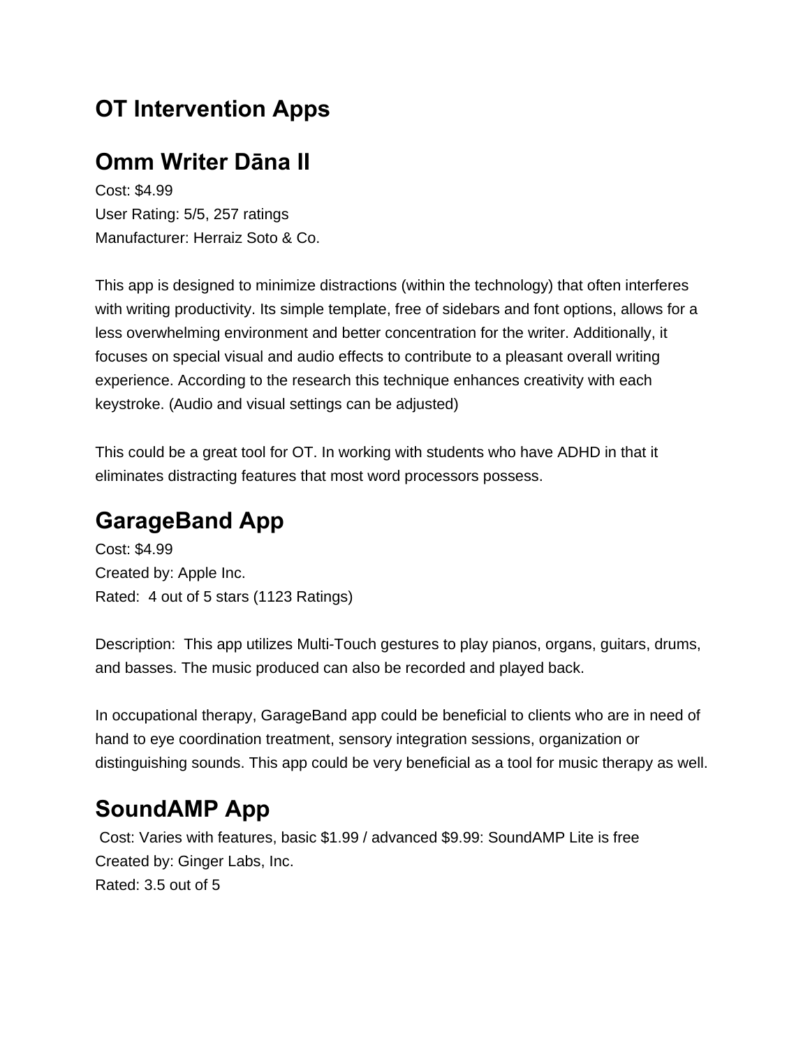## OT Intervention Apps

# Omm Writer Dāna II

Cost: $4.99
User Rating: 5/5, 257 ratings
Manufacturer: Herraiz Soto & Co.

This app is designed to minimize distractions (within the technology) that often interferes with writing productivity. Its simple template, free of sidebars and font options, allows for a less overwhelming environment and better concentration for the writer. Additionally, it focuses on special visual and audio effects to contribute to a pleasant overall writing experience. According to the research this technique enhances creativity with each keystroke. (Audio and visual settings can be adjusted)

This could be a great tool for OT. In working with students who have ADHD in that it eliminates distracting features that most word processors possess.

# GarageBand App

Cost: $4.99
Created by: Apple Inc.
Rated: 4 out of 5 stars (1123 Ratings)

Description: This app utilizes Multi-Touch gestures to play pianos, organs, guitars, drums, and basses. The music produced can also be recorded and played back.

In occupational therapy, GarageBand app could be beneficial to clients who are in need of hand to eye coordination treatment, sensory integration sessions, organization or distinguishing sounds. This app could be very beneficial as a tool for music therapy as well.

# SoundAMP App

Cost: Varies with features, basic $1.99 / advanced $9.99: SoundAMP Lite is free
Created by: Ginger Labs, Inc.
Rated: 3.5 out of 5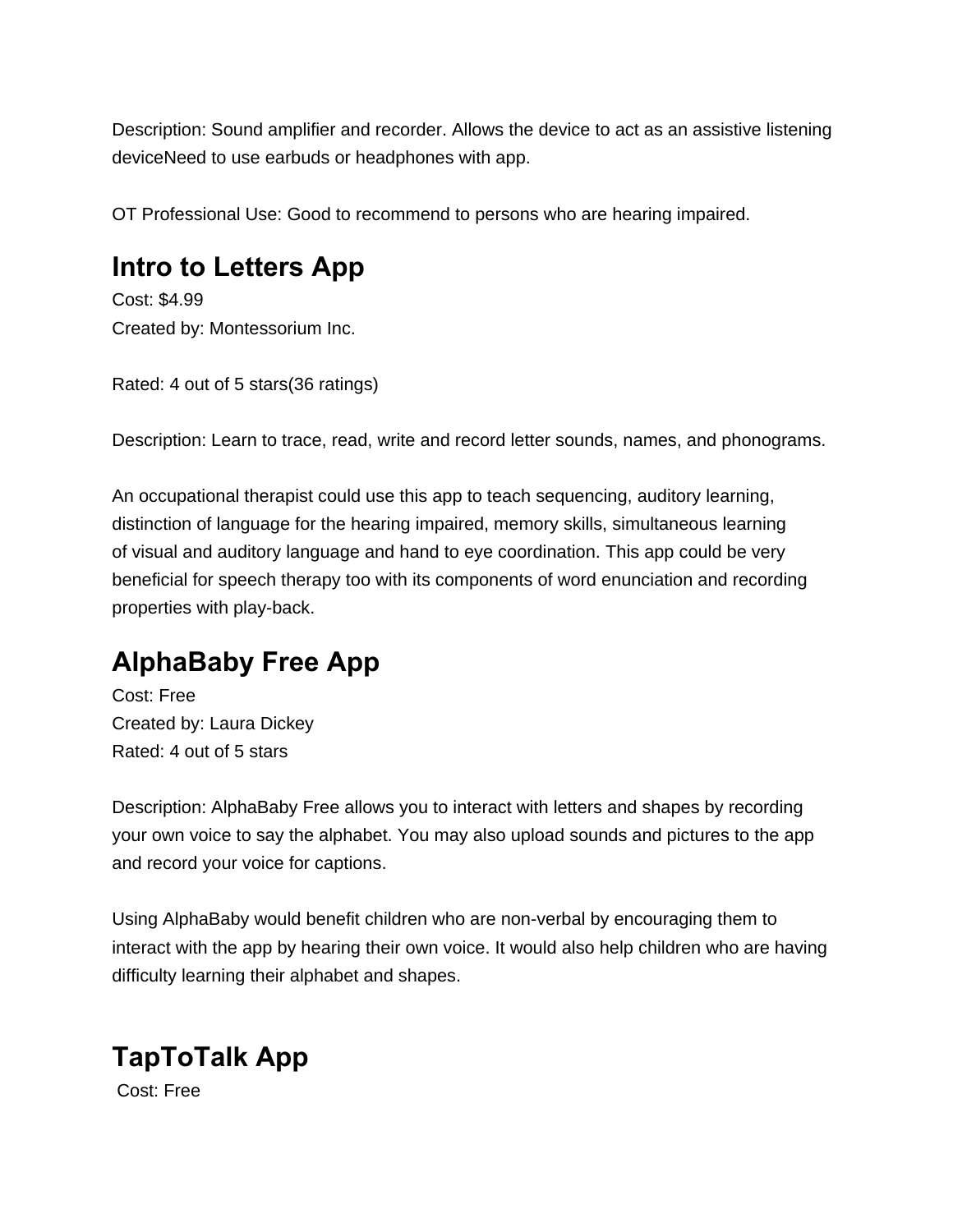Description: Sound amplifier and recorder. Allows the device to act as an assistive listening deviceNeed to use earbuds or headphones with app.

OT Professional Use: Good to recommend to persons who are hearing impaired.

## Intro to Letters App

Cost: $4.99
Created by: Montessorium Inc.

Rated: 4 out of 5 stars(36 ratings)

Description: Learn to trace, read, write and record letter sounds, names, and phonograms.

An occupational therapist could use this app to teach sequencing, auditory learning, distinction of language for the hearing impaired, memory skills, simultaneous learning of visual and auditory language and hand to eye coordination. This app could be very beneficial for speech therapy too with its components of word enunciation and recording properties with play-back.

## AlphaBaby Free App

Cost: Free
Created by: Laura Dickey
Rated: 4 out of 5 stars

Description: AlphaBaby Free allows you to interact with letters and shapes by recording your own voice to say the alphabet. You may also upload sounds and pictures to the app and record your voice for captions.

Using AlphaBaby would benefit children who are non-verbal by encouraging them to interact with the app by hearing their own voice. It would also help children who are having difficulty learning their alphabet and shapes.

## TapToTalk App

Cost: Free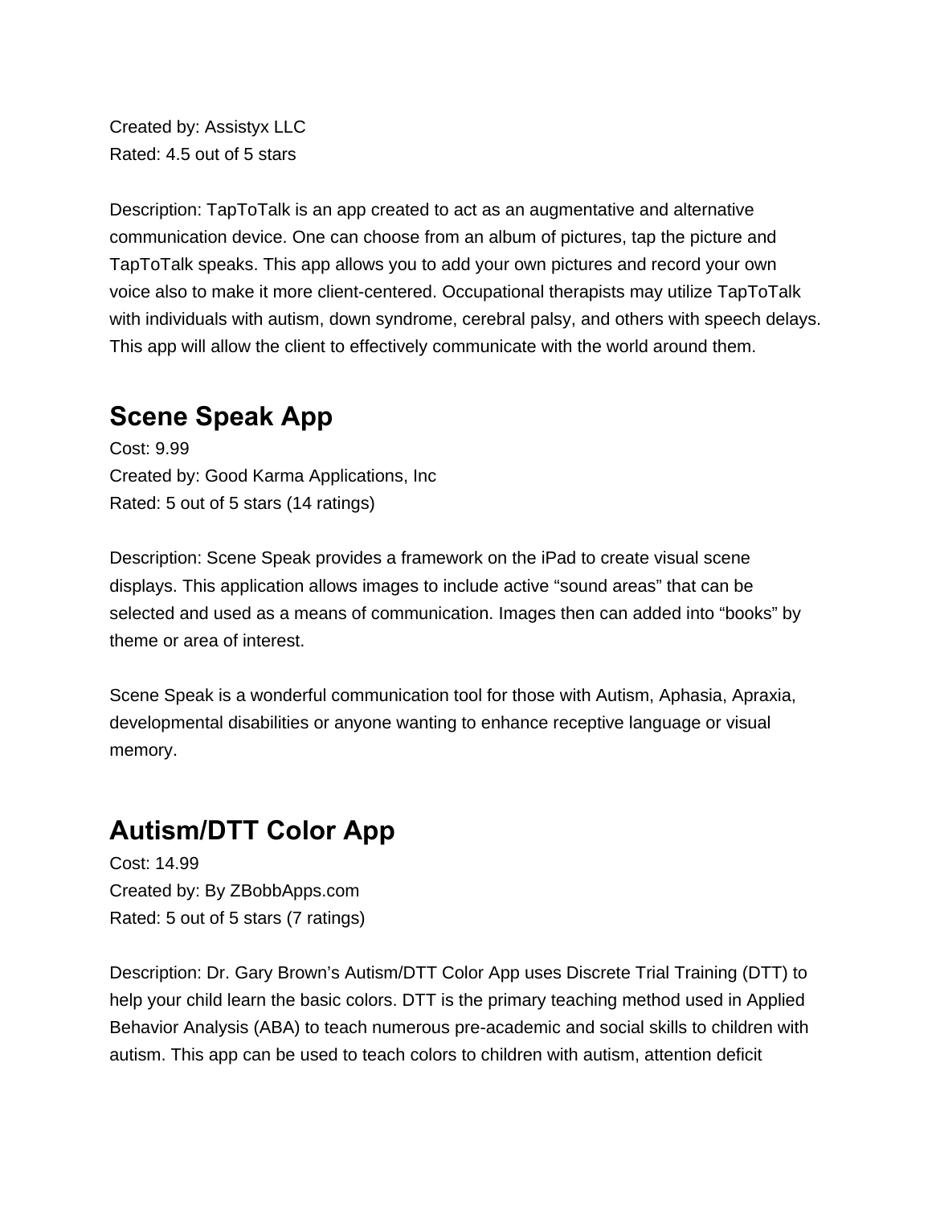Created by: Assistyx LLC
Rated: 4.5 out of 5 stars

Description: TapToTalk is an app created to act as an augmentative and alternative communication device. One can choose from an album of pictures, tap the picture and TapToTalk speaks. This app allows you to add your own pictures and record your own voice also to make it more client-centered. Occupational therapists may utilize TapToTalk with individuals with autism, down syndrome, cerebral palsy, and others with speech delays. This app will allow the client to effectively communicate with the world around them.

## Scene Speak App

Cost: 9.99
Created by: Good Karma Applications, Inc
Rated: 5 out of 5 stars (14 ratings)

Description: Scene Speak provides a framework on the iPad to create visual scene displays. This application allows images to include active "sound areas" that can be selected and used as a means of communication. Images then can added into "books" by theme or area of interest.

Scene Speak is a wonderful communication tool for those with Autism, Aphasia, Apraxia, developmental disabilities or anyone wanting to enhance receptive language or visual memory.

## Autism/DTT Color App

Cost: 14.99
Created by: By ZBobbApps.com
Rated: 5 out of 5 stars (7 ratings)

Description: Dr. Gary Brown's Autism/DTT Color App uses Discrete Trial Training (DTT) to help your child learn the basic colors. DTT is the primary teaching method used in Applied Behavior Analysis (ABA) to teach numerous pre-academic and social skills to children with autism. This app can be used to teach colors to children with autism, attention deficit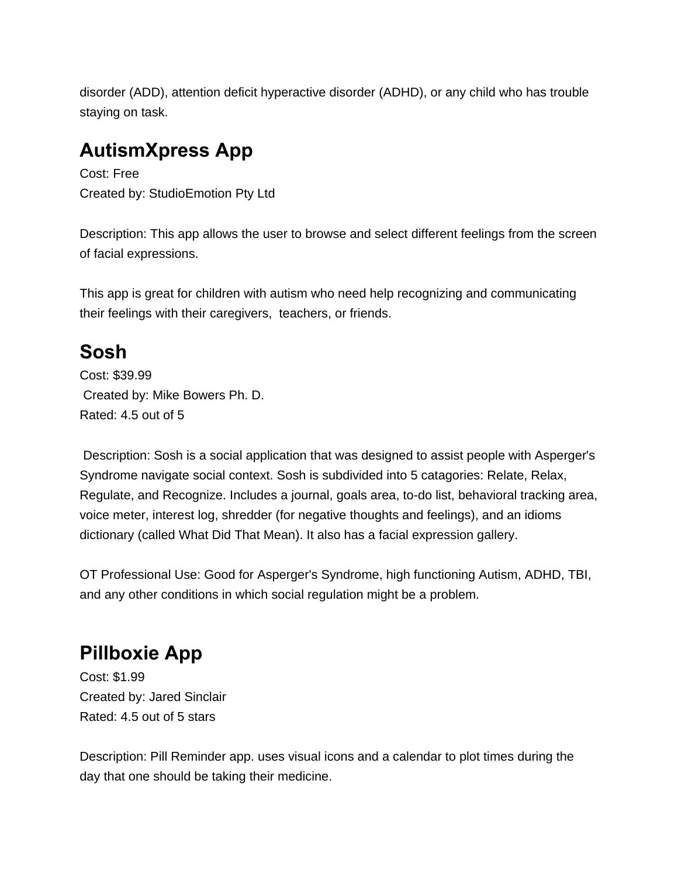disorder (ADD), attention deficit hyperactive disorder (ADHD), or any child who has trouble staying on task.

## AutismXpress App

Cost: Free
Created by: StudioEmotion Pty Ltd

Description: This app allows the user to browse and select different feelings from the screen of facial expressions.

This app is great for children with autism who need help recognizing and communicating their feelings with their caregivers, teachers, or friends.

## Sosh

Cost: $39.99
Created by: Mike Bowers Ph. D.
Rated: 4.5 out of 5

Description: Sosh is a social application that was designed to assist people with Asperger's Syndrome navigate social context. Sosh is subdivided into 5 catagories: Relate, Relax, Regulate, and Recognize. Includes a journal, goals area, to-do list, behavioral tracking area, voice meter, interest log, shredder (for negative thoughts and feelings), and an idioms dictionary (called What Did That Mean). It also has a facial expression gallery.

OT Professional Use: Good for Asperger's Syndrome, high functioning Autism, ADHD, TBI, and any other conditions in which social regulation might be a problem.

## Pillboxie App

Cost: $1.99
Created by: Jared Sinclair
Rated: 4.5 out of 5 stars

Description: Pill Reminder app. uses visual icons and a calendar to plot times during the day that one should be taking their medicine.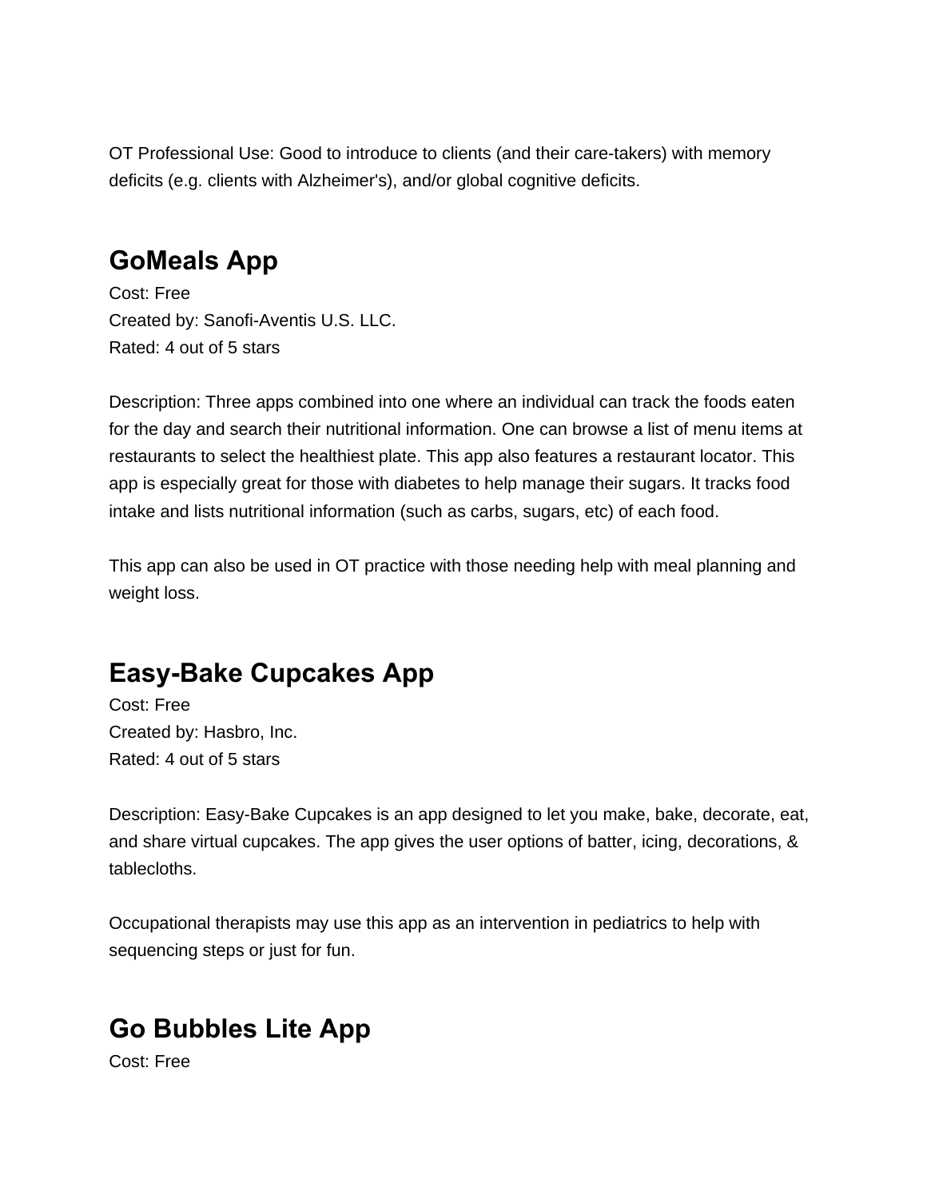OT Professional Use: Good to introduce to clients (and their care-takers) with memory deficits (e.g. clients with Alzheimer's), and/or global cognitive deficits.

## GoMeals App

Cost: Free
Created by: Sanofi-Aventis U.S. LLC.
Rated: 4 out of 5 stars

Description: Three apps combined into one where an individual can track the foods eaten for the day and search their nutritional information. One can browse a list of menu items at restaurants to select the healthiest plate. This app also features a restaurant locator. This app is especially great for those with diabetes to help manage their sugars. It tracks food intake and lists nutritional information (such as carbs, sugars, etc) of each food.

This app can also be used in OT practice with those needing help with meal planning and weight loss.

## Easy-Bake Cupcakes App

Cost: Free
Created by: Hasbro, Inc.
Rated: 4 out of 5 stars

Description: Easy-Bake Cupcakes is an app designed to let you make, bake, decorate, eat, and share virtual cupcakes. The app gives the user options of batter, icing, decorations, & tablecloths.

Occupational therapists may use this app as an intervention in pediatrics to help with sequencing steps or just for fun.

## Go Bubbles Lite App

Cost: Free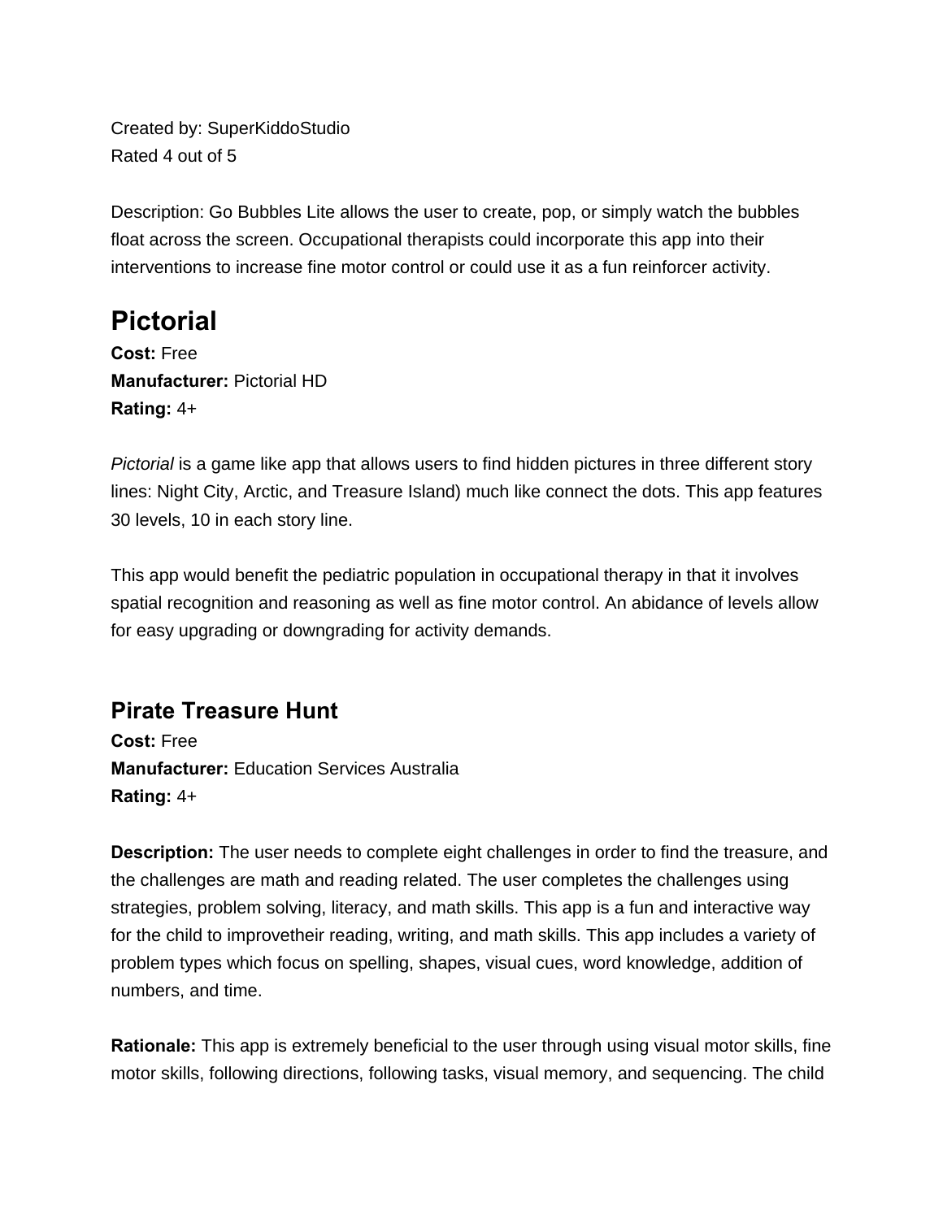Created by: SuperKiddoStudio
Rated 4 out of 5

Description: Go Bubbles Lite allows the user to create, pop, or simply watch the bubbles float across the screen. Occupational therapists could incorporate this app into their interventions to increase fine motor control or could use it as a fun reinforcer activity.

# Pictorial

**Cost:** Free
**Manufacturer:** Pictorial HD
**Rating:** 4+

*Pictorial* is a game like app that allows users to find hidden pictures in three different story lines: Night City, Arctic, and Treasure Island) much like connect the dots. This app features 30 levels, 10 in each story line.

This app would benefit the pediatric population in occupational therapy in that it involves spatial recognition and reasoning as well as fine motor control. An abidance of levels allow for easy upgrading or downgrading for activity demands.

## Pirate Treasure Hunt

**Cost:** Free
**Manufacturer:** Education Services Australia
**Rating:** 4+

**Description:** The user needs to complete eight challenges in order to find the treasure, and the challenges are math and reading related. The user completes the challenges using strategies, problem solving, literacy, and math skills. This app is a fun and interactive way for the child to improvetheir reading, writing, and math skills. This app includes a variety of problem types which focus on spelling, shapes, visual cues, word knowledge, addition of numbers, and time.

**Rationale:** This app is extremely beneficial to the user through using visual motor skills, fine motor skills, following directions, following tasks, visual memory, and sequencing. The child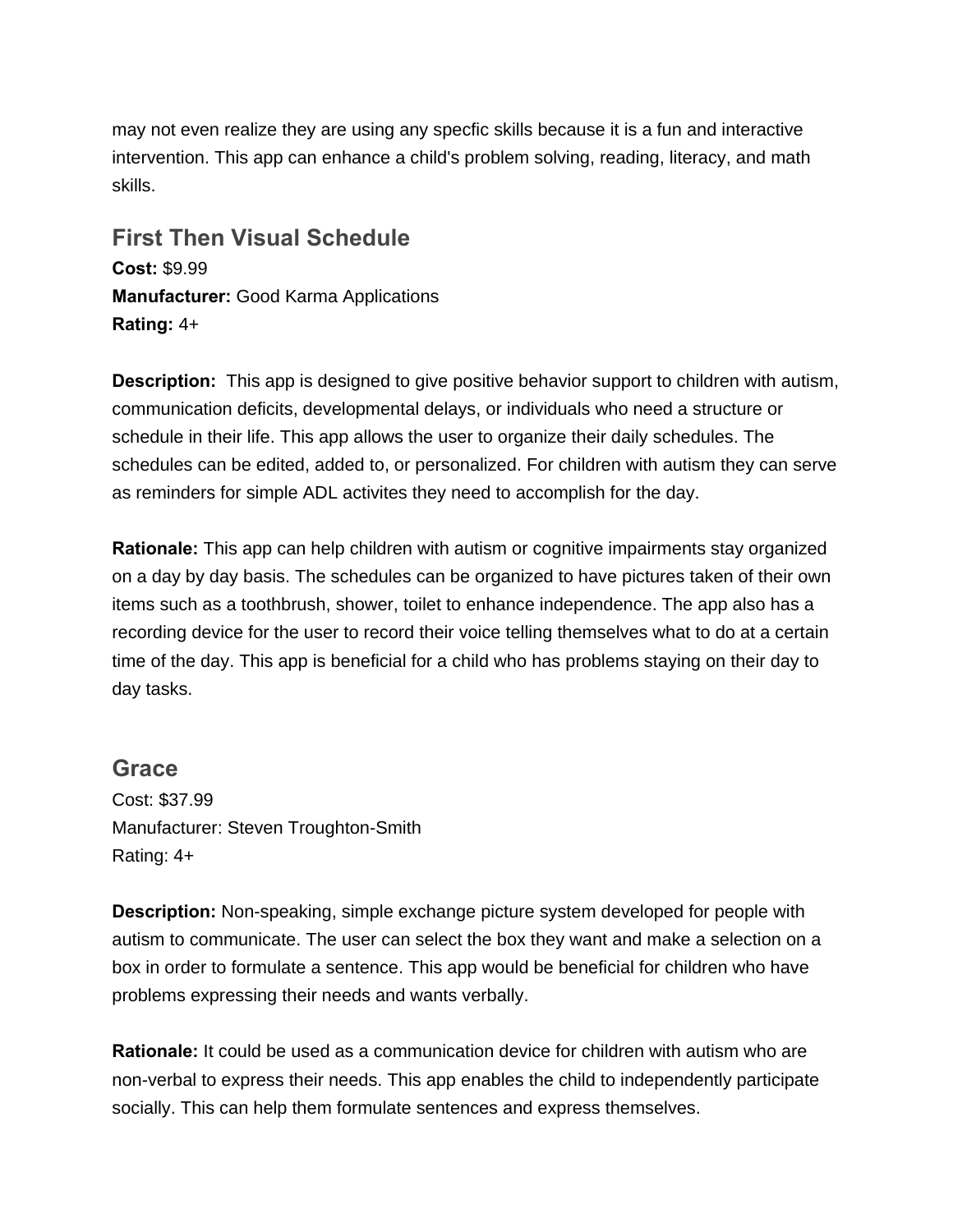may not even realize they are using any specfic skills because it is a fun and interactive intervention. This app can enhance a child's problem solving, reading, literacy, and math skills.

## First Then Visual Schedule

**Cost:** $9.99
**Manufacturer:** Good Karma Applications
**Rating:** 4+

**Description:** This app is designed to give positive behavior support to children with autism, communication deficits, developmental delays, or individuals who need a structure or schedule in their life. This app allows the user to organize their daily schedules. The schedules can be edited, added to, or personalized. For children with autism they can serve as reminders for simple ADL activites they need to accomplish for the day.

**Rationale:** This app can help children with autism or cognitive impairments stay organized on a day by day basis. The schedules can be organized to have pictures taken of their own items such as a toothbrush, shower, toilet to enhance independence. The app also has a recording device for the user to record their voice telling themselves what to do at a certain time of the day. This app is beneficial for a child who has problems staying on their day to day tasks.

## Grace

Cost: $37.99
Manufacturer: Steven Troughton-Smith
Rating: 4+

**Description:** Non-speaking, simple exchange picture system developed for people with autism to communicate. The user can select the box they want and make a selection on a box in order to formulate a sentence. This app would be beneficial for children who have problems expressing their needs and wants verbally.

**Rationale:** It could be used as a communication device for children with autism who are non-verbal to express their needs. This app enables the child to independently participate socially. This can help them formulate sentences and express themselves.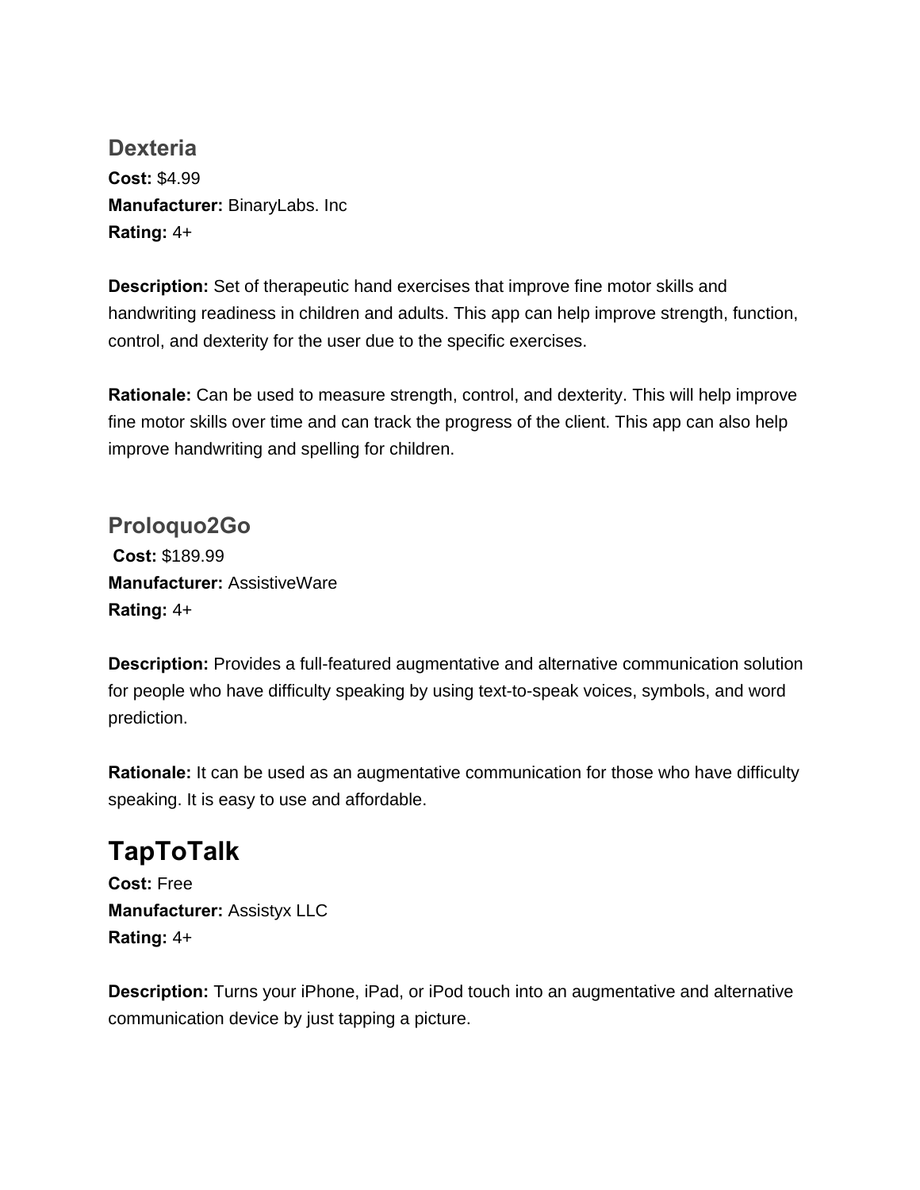### Dexteria

**Cost:** $4.99
**Manufacturer:** BinaryLabs. Inc
**Rating:** 4+

**Description:** Set of therapeutic hand exercises that improve fine motor skills and handwriting readiness in children and adults. This app can help improve strength, function, control, and dexterity for the user due to the specific exercises.

**Rationale:** Can be used to measure strength, control, and dexterity. This will help improve fine motor skills over time and can track the progress of the client. This app can also help improve handwriting and spelling for children.

### Proloquo2Go

**Cost:** $189.99
**Manufacturer:** AssistiveWare
**Rating:** 4+

**Description:** Provides a full-featured augmentative and alternative communication solution for people who have difficulty speaking by using text-to-speak voices, symbols, and word prediction.

**Rationale:** It can be used as an augmentative communication for those who have difficulty speaking. It is easy to use and affordable.

## TapToTalk

**Cost:** Free
**Manufacturer:** Assistyx LLC
**Rating:** 4+

**Description:** Turns your iPhone, iPad, or iPod touch into an augmentative and alternative communication device by just tapping a picture.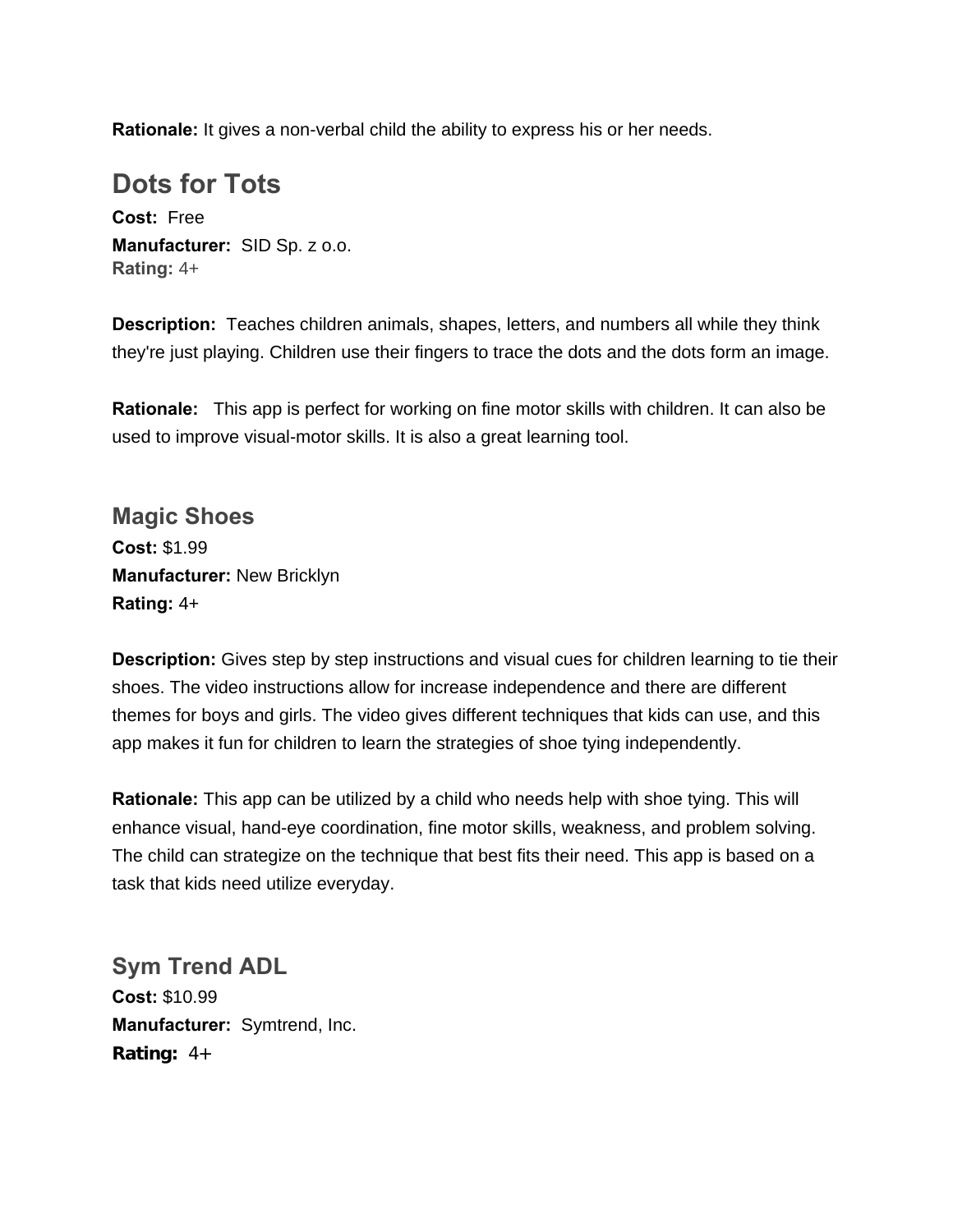**Rationale:** It gives a non-verbal child the ability to express his or her needs.

## Dots for Tots

**Cost:** Free
**Manufacturer:** SID Sp. z o.o.
**Rating:** 4+

**Description:** Teaches children animals, shapes, letters, and numbers all while they think they're just playing. Children use their fingers to trace the dots and the dots form an image.

**Rationale:** This app is perfect for working on fine motor skills with children. It can also be used to improve visual-motor skills. It is also a great learning tool.

## Magic Shoes

**Cost:** $1.99
**Manufacturer:** New Bricklyn
**Rating:** 4+

**Description:** Gives step by step instructions and visual cues for children learning to tie their shoes. The video instructions allow for increase independence and there are different themes for boys and girls. The video gives different techniques that kids can use, and this app makes it fun for children to learn the strategies of shoe tying independently.

**Rationale:** This app can be utilized by a child who needs help with shoe tying. This will enhance visual, hand-eye coordination, fine motor skills, weakness, and problem solving. The child can strategize on the technique that best fits their need. This app is based on a task that kids need utilize everyday.

## Sym Trend ADL

**Cost:** $10.99
**Manufacturer:** Symtrend, Inc.
**Rating:** 4+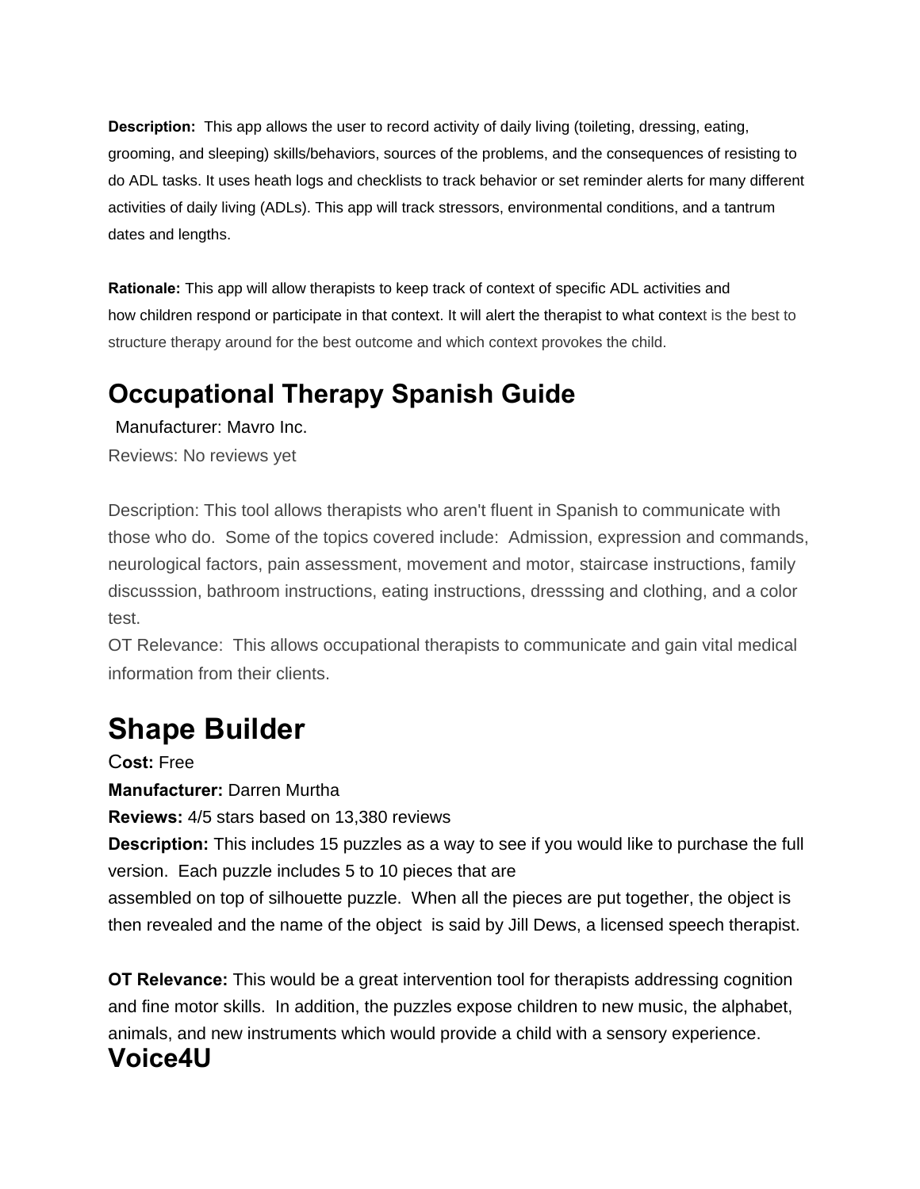**Description:** This app allows the user to record activity of daily living (toileting, dressing, eating, grooming, and sleeping) skills/behaviors, sources of the problems, and the consequences of resisting to do ADL tasks. It uses heath logs and checklists to track behavior or set reminder alerts for many different activities of daily living (ADLs). This app will track stressors, environmental conditions, and a tantrum dates and lengths.

**Rationale:** This app will allow therapists to keep track of context of specific ADL activities and how children respond or participate in that context. It will alert the therapist to what context is the best to structure therapy around for the best outcome and which context provokes the child.

## Occupational Therapy Spanish Guide

Manufacturer: Mavro Inc.

Reviews: No reviews yet

Description: This tool allows therapists who aren't fluent in Spanish to communicate with those who do. Some of the topics covered include: Admission, expression and commands, neurological factors, pain assessment, movement and motor, staircase instructions, family discusssion, bathroom instructions, eating instructions, dresssing and clothing, and a color test.

OT Relevance: This allows occupational therapists to communicate and gain vital medical information from their clients.

# Shape Builder

**Cost:** Free

**Manufacturer:** Darren Murtha

**Reviews:** 4/5 stars based on 13,380 reviews

**Description:** This includes 15 puzzles as a way to see if you would like to purchase the full version. Each puzzle includes 5 to 10 pieces that are assembled on top of silhouette puzzle. When all the pieces are put together, the object is then revealed and the name of the object is said by Jill Dews, a licensed speech therapist.

**OT Relevance:** This would be a great intervention tool for therapists addressing cognition and fine motor skills. In addition, the puzzles expose children to new music, the alphabet, animals, and new instruments which would provide a child with a sensory experience.

## Voice4U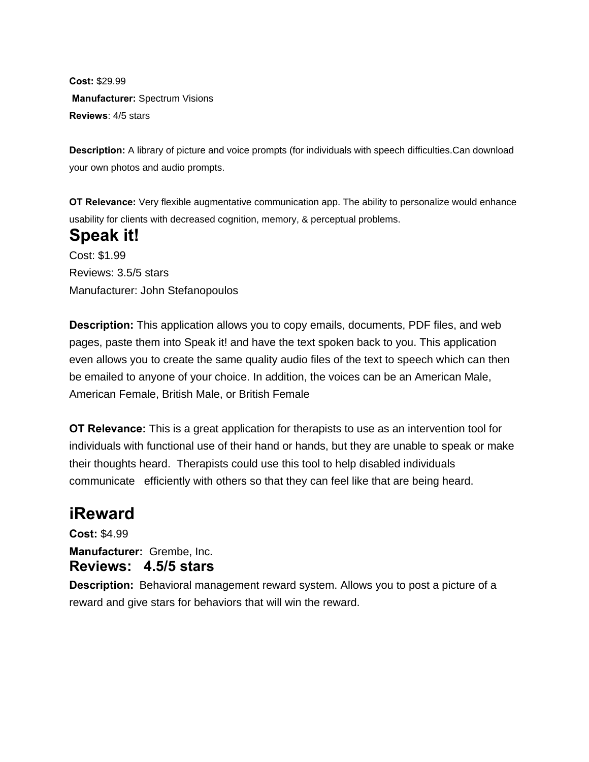**Cost:** $29.99

**Manufacturer:** Spectrum Visions

**Reviews**: 4/5 stars

**Description:** A library of picture and voice prompts (for individuals with speech difficulties.Can download your own photos and audio prompts.

**OT Relevance:** Very flexible augmentative communication app. The ability to personalize would enhance usability for clients with decreased cognition, memory, & perceptual problems.

## Speak it!

Cost: $1.99

Reviews: 3.5/5 stars

Manufacturer: John Stefanopoulos

**Description:** This application allows you to copy emails, documents, PDF files, and web pages, paste them into Speak it! and have the text spoken back to you. This application even allows you to create the same quality audio files of the text to speech which can then be emailed to anyone of your choice. In addition, the voices can be an American Male, American Female, British Male, or British Female

**OT Relevance:** This is a great application for therapists to use as an intervention tool for individuals with functional use of their hand or hands, but they are unable to speak or make their thoughts heard. Therapists could use this tool to help disabled individuals communicate efficiently with others so that they can feel like that are being heard.

## iReward

**Cost:** $4.99

**Manufacturer:** Grembe, Inc.

**Reviews: 4.5/5 stars**

**Description:** Behavioral management reward system. Allows you to post a picture of a reward and give stars for behaviors that will win the reward.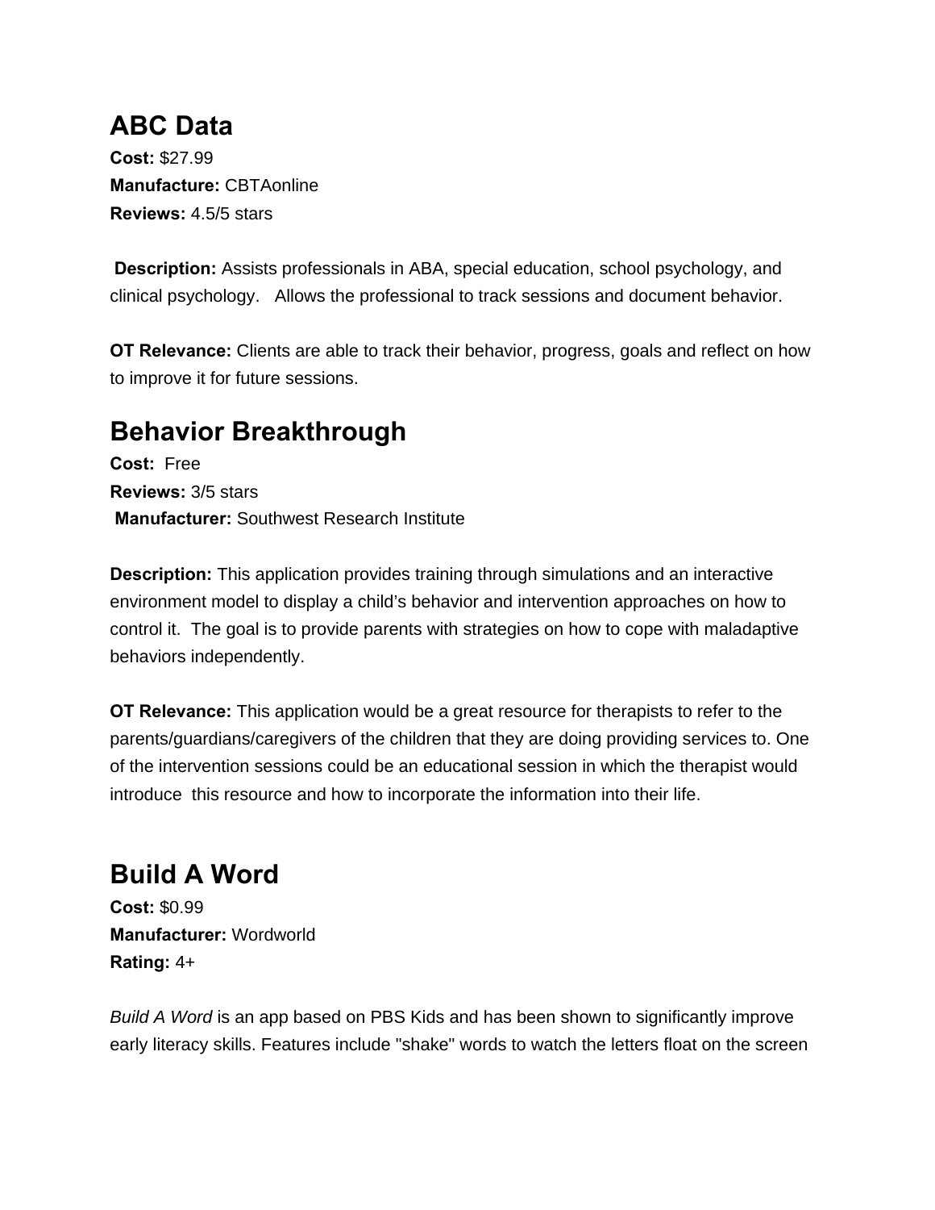## ABC Data

**Cost:** $27.99
**Manufacture:** CBTAonline
**Reviews:** 4.5/5 stars

**Description:** Assists professionals in ABA, special education, school psychology, and clinical psychology.   Allows the professional to track sessions and document behavior.

**OT Relevance:** Clients are able to track their behavior, progress, goals and reflect on how to improve it for future sessions.

## Behavior Breakthrough

**Cost:** Free
**Reviews:** 3/5 stars
**Manufacturer:** Southwest Research Institute

**Description:** This application provides training through simulations and an interactive environment model to display a child's behavior and intervention approaches on how to control it.  The goal is to provide parents with strategies on how to cope with maladaptive behaviors independently.

**OT Relevance:** This application would be a great resource for therapists to refer to the parents/guardians/caregivers of the children that they are doing providing services to. One of the intervention sessions could be an educational session in which the therapist would introduce  this resource and how to incorporate the information into their life.

## Build A Word

**Cost:** $0.99
**Manufacturer:** Wordworld
**Rating:** 4+

*Build A Word* is an app based on PBS Kids and has been shown to significantly improve early literacy skills. Features include "shake" words to watch the letters float on the screen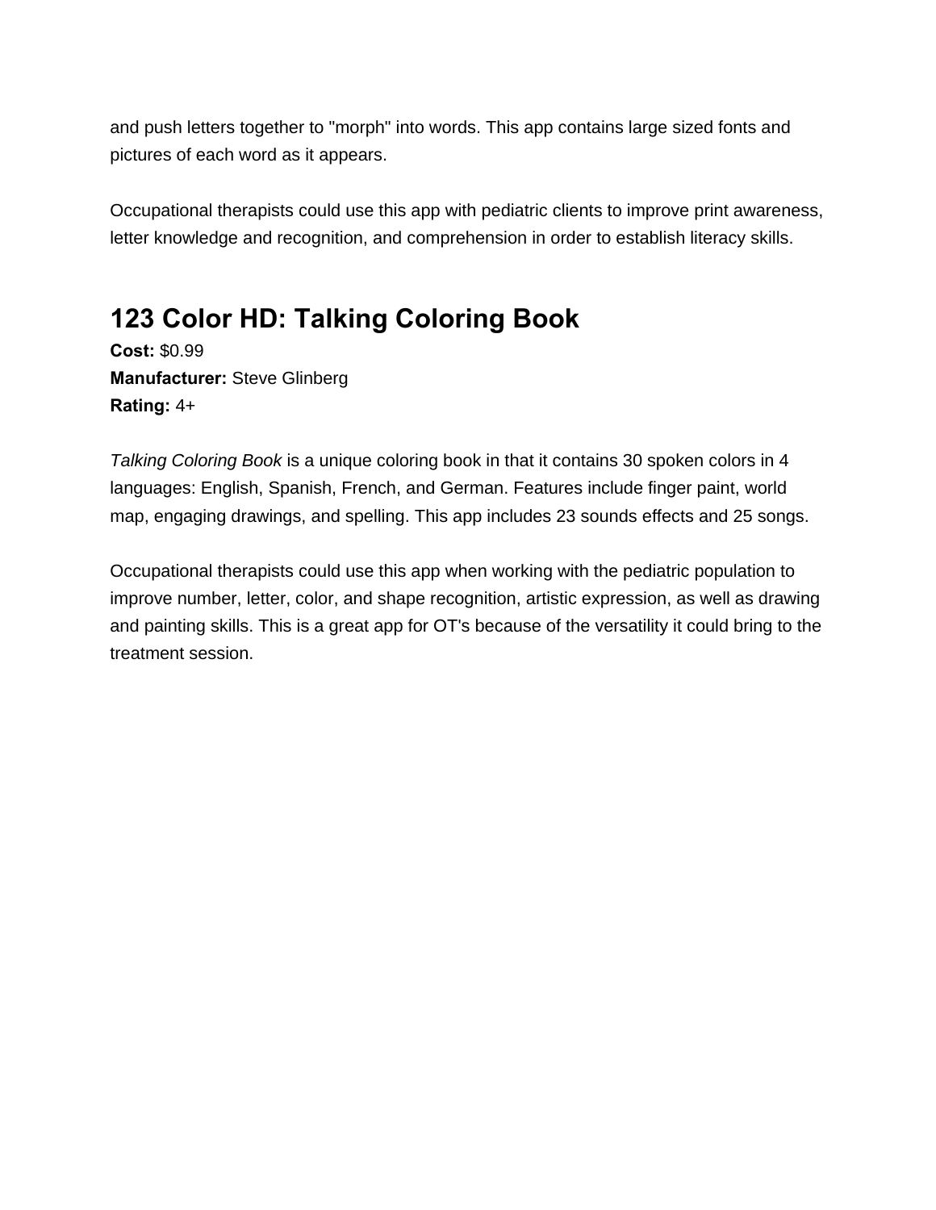and push letters together to "morph" into words. This app contains large sized fonts and pictures of each word as it appears.

Occupational therapists could use this app with pediatric clients to improve print awareness, letter knowledge and recognition, and comprehension in order to establish literacy skills.

## 123 Color HD: Talking Coloring Book

**Cost:** $0.99
**Manufacturer:** Steve Glinberg
**Rating:** 4+

*Talking Coloring Book* is a unique coloring book in that it contains 30 spoken colors in 4 languages: English, Spanish, French, and German. Features include finger paint, world map, engaging drawings, and spelling. This app includes 23 sounds effects and 25 songs.

Occupational therapists could use this app when working with the pediatric population to improve number, letter, color, and shape recognition, artistic expression, as well as drawing and painting skills. This is a great app for OT's because of the versatility it could bring to the treatment session.